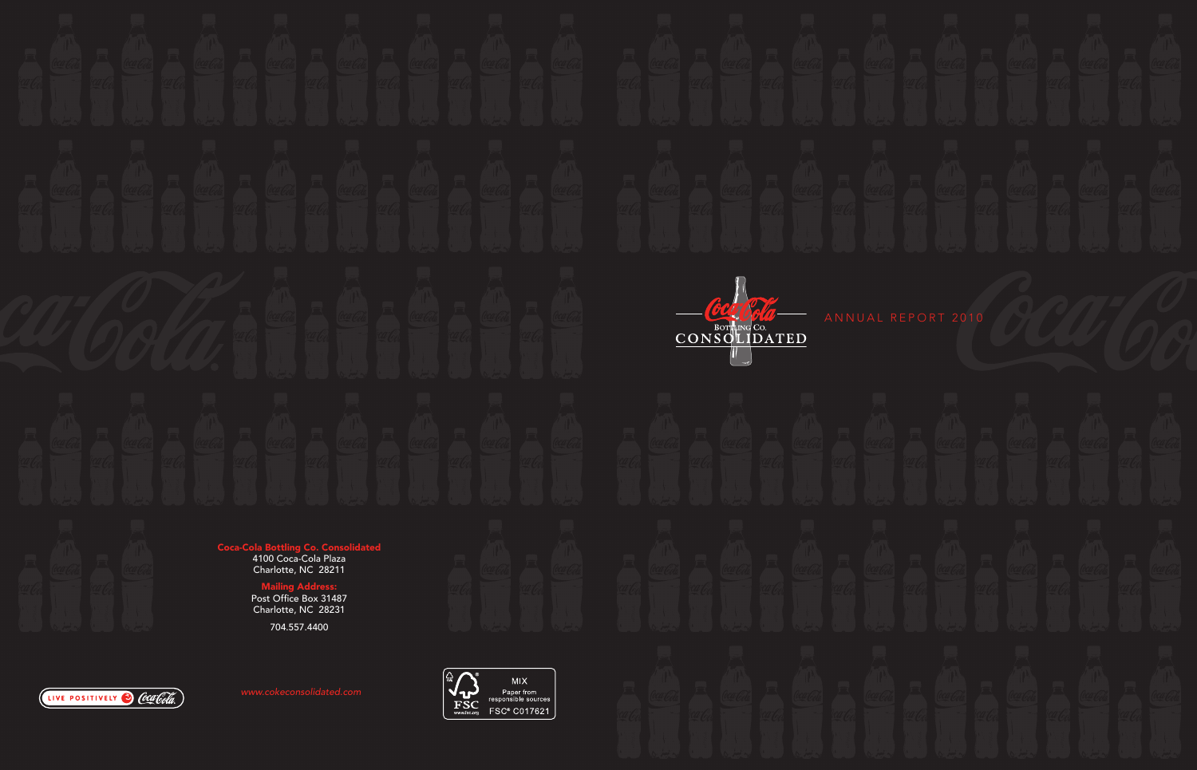**Coca-Cola Bottling Co. Consolidated**
4100 Coca-Cola Plaza
Charlotte, NC 28211

**Mailing Address:**
Post Office Box 31487
Charlotte, NC 28231

704.557.4400

LIVE POSITIVELY Coca-Cola

*www.cokeconsolidated.com*

MIX
Paper from responsible sources
FSC® C017621

Coca-Cola Bottling Co. CONSOLIDATED

# ANNUAL REPORT 2010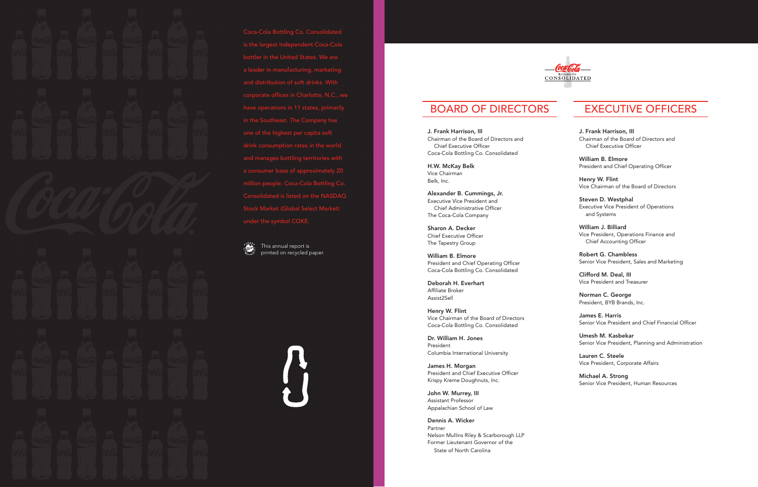Coca-Cola Bottling Co. Consolidated is the largest independent Coca-Cola bottler in the United States. We are a leader in manufacturing, marketing and distribution of soft drinks. With corporate offices in Charlotte, N.C., we have operations in 11 states, primarily in the Southeast. The Company has one of the highest per capita soft drink consumption rates in the world and manages bottling territories with a consumer base of approximately 20 million people. Coca-Cola Bottling Co. Consolidated is listed on the NASDAQ Stock Market (Global Select Market) under the symbol COKE.

This annual report is printed on recycled paper.

## BOARD OF DIRECTORS

**J. Frank Harrison, III**
Chairman of the Board of Directors and Chief Executive Officer
Coca-Cola Bottling Co. Consolidated

**H.W. McKay Belk**
Vice Chairman
Belk, Inc.

**Alexander B. Cummings, Jr.**
Executive Vice President and Chief Administrative Officer
The Coca-Cola Company

**Sharon A. Decker**
Chief Executive Officer
The Tapestry Group

**William B. Elmore**
President and Chief Operating Officer
Coca-Cola Bottling Co. Consolidated

**Deborah H. Everhart**
Affiliate Broker
Assist2Sell

**Henry W. Flint**
Vice Chairman of the Board of Directors
Coca-Cola Bottling Co. Consolidated

**Dr. William H. Jones**
President
Columbia International University

**James H. Morgan**
President and Chief Executive Officer
Krispy Kreme Doughnuts, Inc.

**John W. Murrey, III**
Assistant Professor
Appalachian School of Law

**Dennis A. Wicker**
Partner
Nelson Mullins Riley & Scarborough LLP
Former Lieutenant Governor of the State of North Carolina

## EXECUTIVE OFFICERS

**J. Frank Harrison, III**
Chairman of the Board of Directors and Chief Executive Officer

**William B. Elmore**
President and Chief Operating Officer

**Henry W. Flint**
Vice Chairman of the Board of Directors

**Steven D. Westphal**
Executive Vice President of Operations and Systems

**William J. Billiard**
Vice President, Operations Finance and Chief Accounting Officer

**Robert G. Chambless**
Senior Vice President, Sales and Marketing

**Clifford M. Deal, III**
Vice President and Treasurer

**Norman C. George**
President, BYB Brands, Inc.

**James E. Harris**
Senior Vice President and Chief Financial Officer

**Umesh M. Kasbekar**
Senior Vice President, Planning and Administration

**Lauren C. Steele**
Vice President, Corporate Affairs

**Michael A. Strong**
Senior Vice President, Human Resources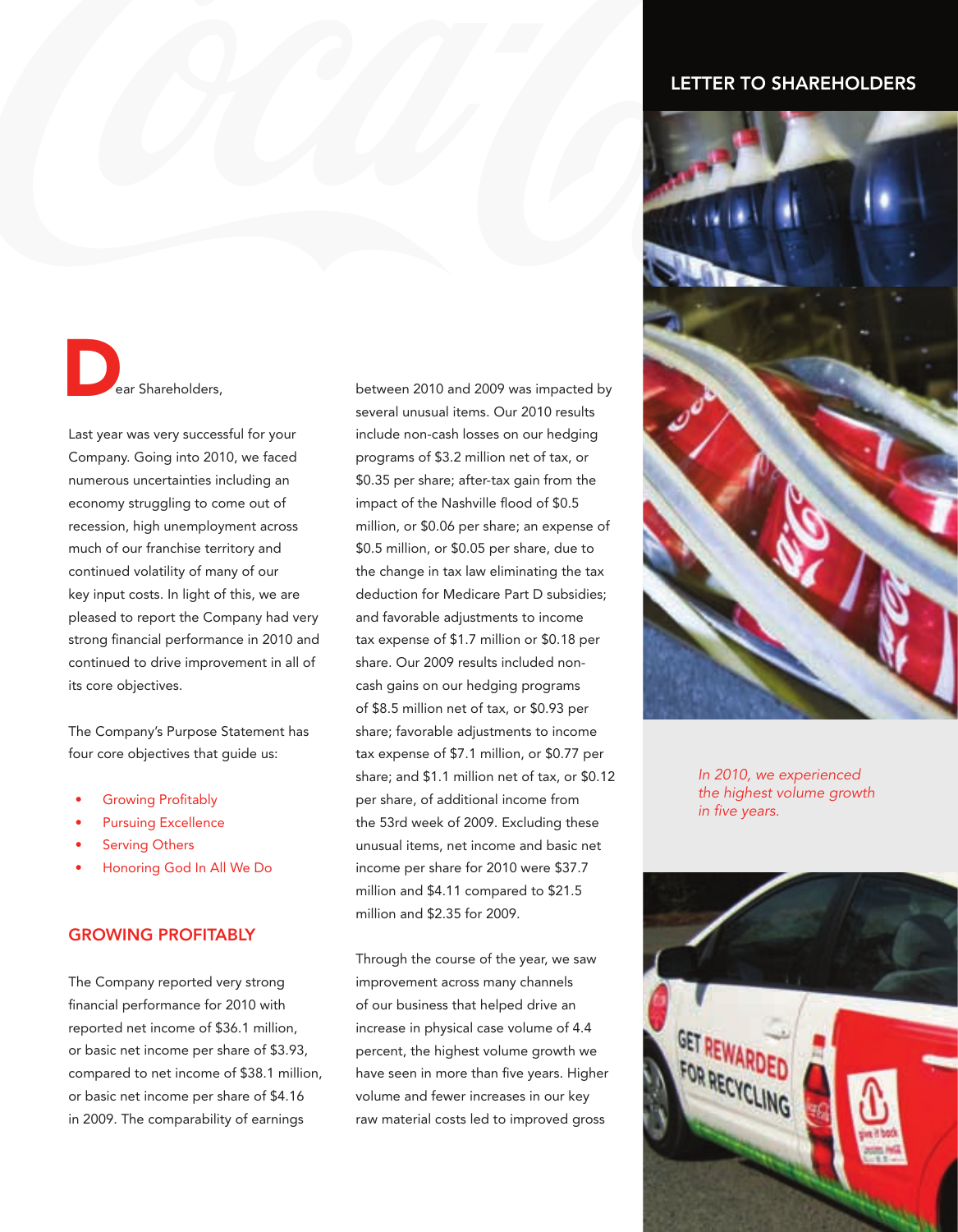## LETTER TO SHAREHOLDERS

Dear Shareholders,

Last year was very successful for your Company. Going into 2010, we faced numerous uncertainties including an economy struggling to come out of recession, high unemployment across much of our franchise territory and continued volatility of many of our key input costs. In light of this, we are pleased to report the Company had very strong financial performance in 2010 and continued to drive improvement in all of its core objectives.

The Company's Purpose Statement has four core objectives that guide us:

- Growing Profitably
- Pursuing Excellence
- Serving Others
- Honoring God In All We Do

### GROWING PROFITABLY

The Company reported very strong financial performance for 2010 with reported net income of $36.1 million, or basic net income per share of $3.93, compared to net income of $38.1 million, or basic net income per share of $4.16 in 2009. The comparability of earnings between 2010 and 2009 was impacted by several unusual items. Our 2010 results include non-cash losses on our hedging programs of $3.2 million net of tax, or $0.35 per share; after-tax gain from the impact of the Nashville flood of $0.5 million, or $0.06 per share; an expense of $0.5 million, or $0.05 per share, due to the change in tax law eliminating the tax deduction for Medicare Part D subsidies; and favorable adjustments to income tax expense of $1.7 million or $0.18 per share. Our 2009 results included non-cash gains on our hedging programs of $8.5 million net of tax, or $0.93 per share; favorable adjustments to income tax expense of $7.1 million, or $0.77 per share; and $1.1 million net of tax, or $0.12 per share, of additional income from the 53rd week of 2009. Excluding these unusual items, net income and basic net income per share for 2010 were $37.7 million and $4.11 compared to $21.5 million and $2.35 for 2009.

Through the course of the year, we saw improvement across many channels of our business that helped drive an increase in physical case volume of 4.4 percent, the highest volume growth we have seen in more than five years. Higher volume and fewer increases in our key raw material costs led to improved gross

*In 2010, we experienced the highest volume growth in five years.*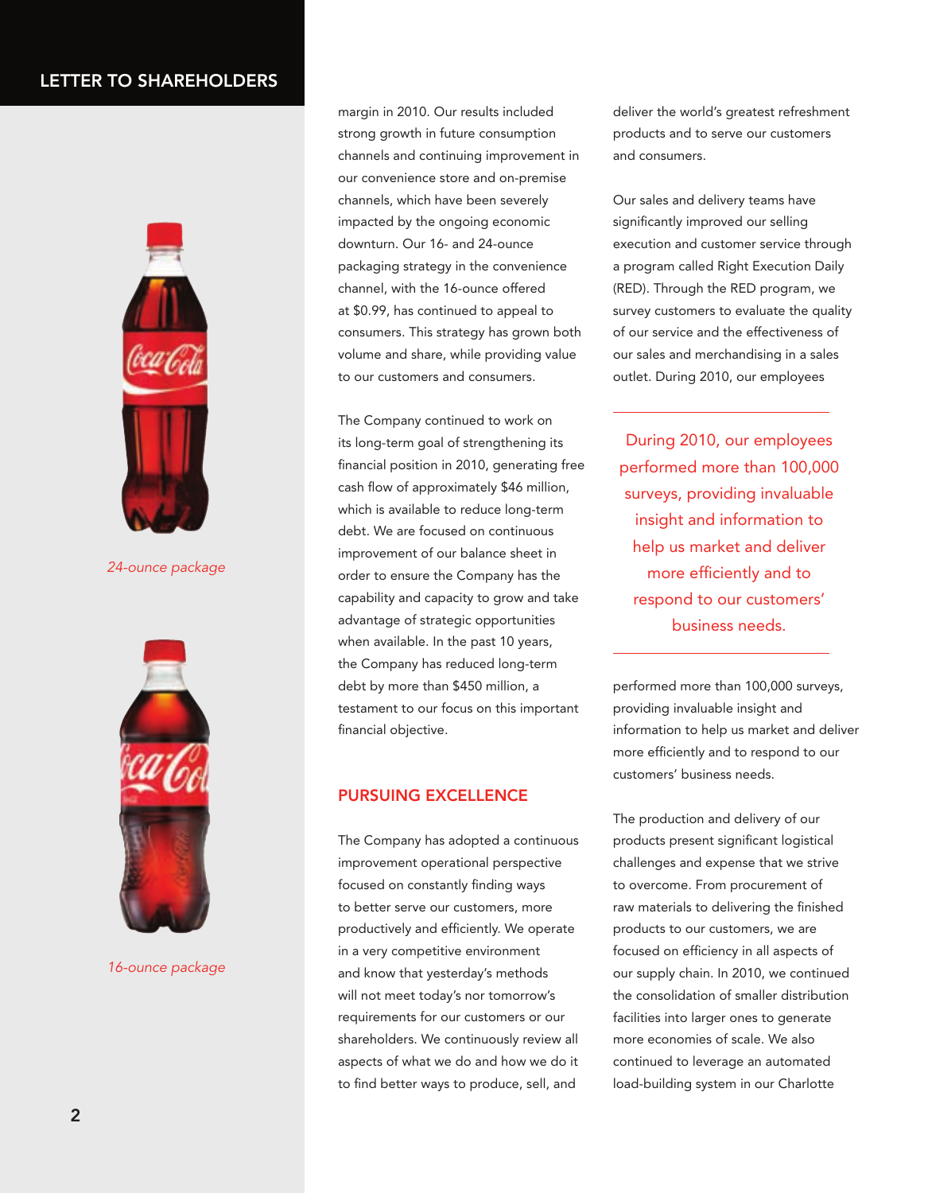margin in 2010. Our results included strong growth in future consumption channels and continuing improvement in our convenience store and on-premise channels, which have been severely impacted by the ongoing economic downturn. Our 16- and 24-ounce packaging strategy in the convenience channel, with the 16-ounce offered at $0.99, has continued to appeal to consumers. This strategy has grown both volume and share, while providing value to our customers and consumers.

*24-ounce package*

*16-ounce package*

The Company continued to work on its long-term goal of strengthening its financial position in 2010, generating free cash flow of approximately $46 million, which is available to reduce long-term debt. We are focused on continuous improvement of our balance sheet in order to ensure the Company has the capability and capacity to grow and take advantage of strategic opportunities when available. In the past 10 years, the Company has reduced long-term debt by more than $450 million, a testament to our focus on this important financial objective.

## PURSUING EXCELLENCE

The Company has adopted a continuous improvement operational perspective focused on constantly finding ways to better serve our customers, more productively and efficiently. We operate in a very competitive environment and know that yesterday's methods will not meet today's nor tomorrow's requirements for our customers or our shareholders. We continuously review all aspects of what we do and how we do it to find better ways to produce, sell, and deliver the world's greatest refreshment products and to serve our customers and consumers.

Our sales and delivery teams have significantly improved our selling execution and customer service through a program called Right Execution Daily (RED). Through the RED program, we survey customers to evaluate the quality of our service and the effectiveness of our sales and merchandising in a sales outlet. During 2010, our employees performed more than 100,000 surveys, providing invaluable insight and information to help us market and deliver more efficiently and to respond to our customers' business needs.

> During 2010, our employees performed more than 100,000 surveys, providing invaluable insight and information to help us market and deliver more efficiently and to respond to our customers' business needs.

The production and delivery of our products present significant logistical challenges and expense that we strive to overcome. From procurement of raw materials to delivering the finished products to our customers, we are focused on efficiency in all aspects of our supply chain. In 2010, we continued the consolidation of smaller distribution facilities into larger ones to generate more economies of scale. We also continued to leverage an automated load-building system in our Charlotte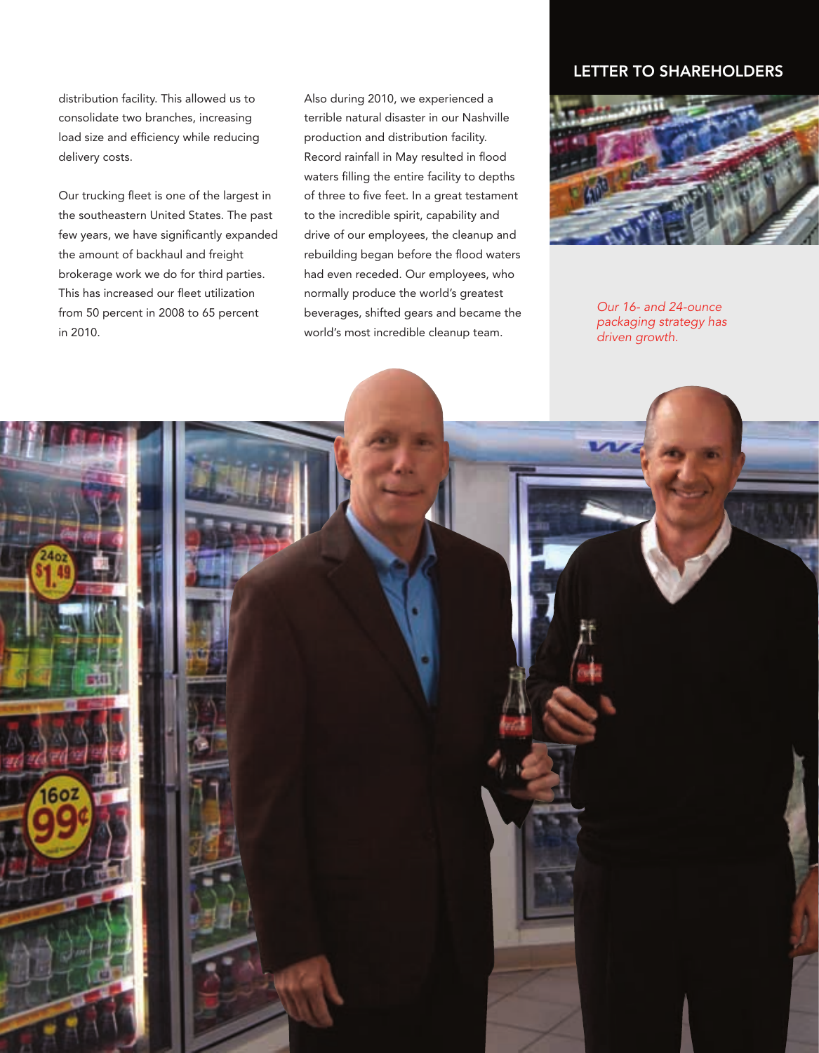## LETTER TO SHAREHOLDERS

distribution facility. This allowed us to consolidate two branches, increasing load size and efficiency while reducing delivery costs.

Our trucking fleet is one of the largest in the southeastern United States. The past few years, we have significantly expanded the amount of backhaul and freight brokerage work we do for third parties. This has increased our fleet utilization from 50 percent in 2008 to 65 percent in 2010.

Also during 2010, we experienced a terrible natural disaster in our Nashville production and distribution facility. Record rainfall in May resulted in flood waters filling the entire facility to depths of three to five feet. In a great testament to the incredible spirit, capability and drive of our employees, the cleanup and rebuilding began before the flood waters had even receded. Our employees, who normally produce the world's greatest beverages, shifted gears and became the world's most incredible cleanup team.

*Our 16- and 24-ounce packaging strategy has driven growth.*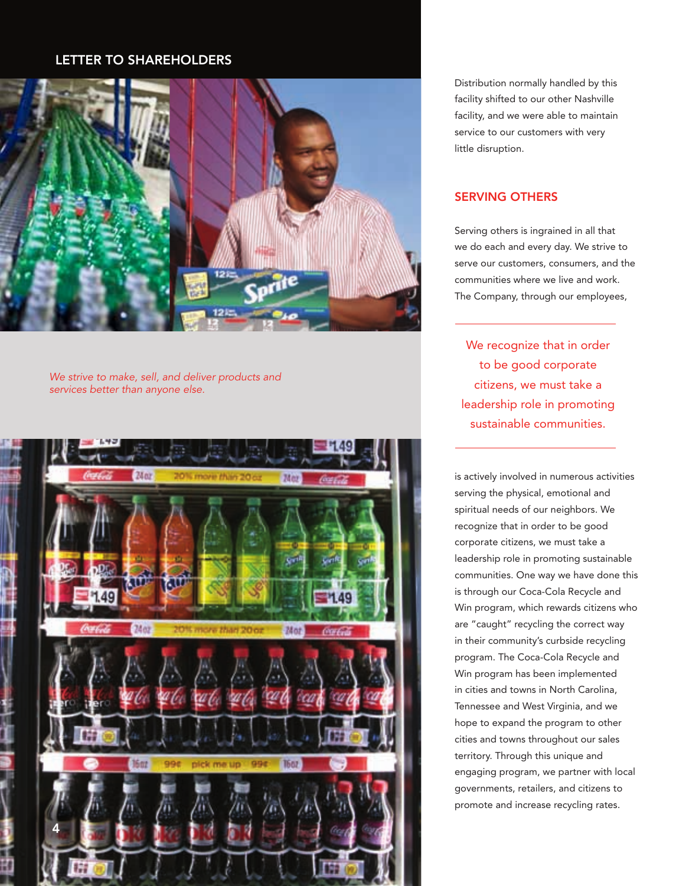*We strive to make, sell, and deliver products and services better than anyone else.*

Distribution normally handled by this facility shifted to our other Nashville facility, and we were able to maintain service to our customers with very little disruption.

## SERVING OTHERS

Serving others is ingrained in all that we do each and every day. We strive to serve our customers, consumers, and the communities where we live and work. The Company, through our employees, is actively involved in numerous activities serving the physical, emotional and spiritual needs of our neighbors. We recognize that in order to be good corporate citizens, we must take a leadership role in promoting sustainable communities. One way we have done this is through our Coca-Cola Recycle and Win program, which rewards citizens who are "caught" recycling the correct way in their community's curbside recycling program. The Coca-Cola Recycle and Win program has been implemented in cities and towns in North Carolina, Tennessee and West Virginia, and we hope to expand the program to other cities and towns throughout our sales territory. Through this unique and engaging program, we partner with local governments, retailers, and citizens to promote and increase recycling rates.

> We recognize that in order to be good corporate citizens, we must take a leadership role in promoting sustainable communities.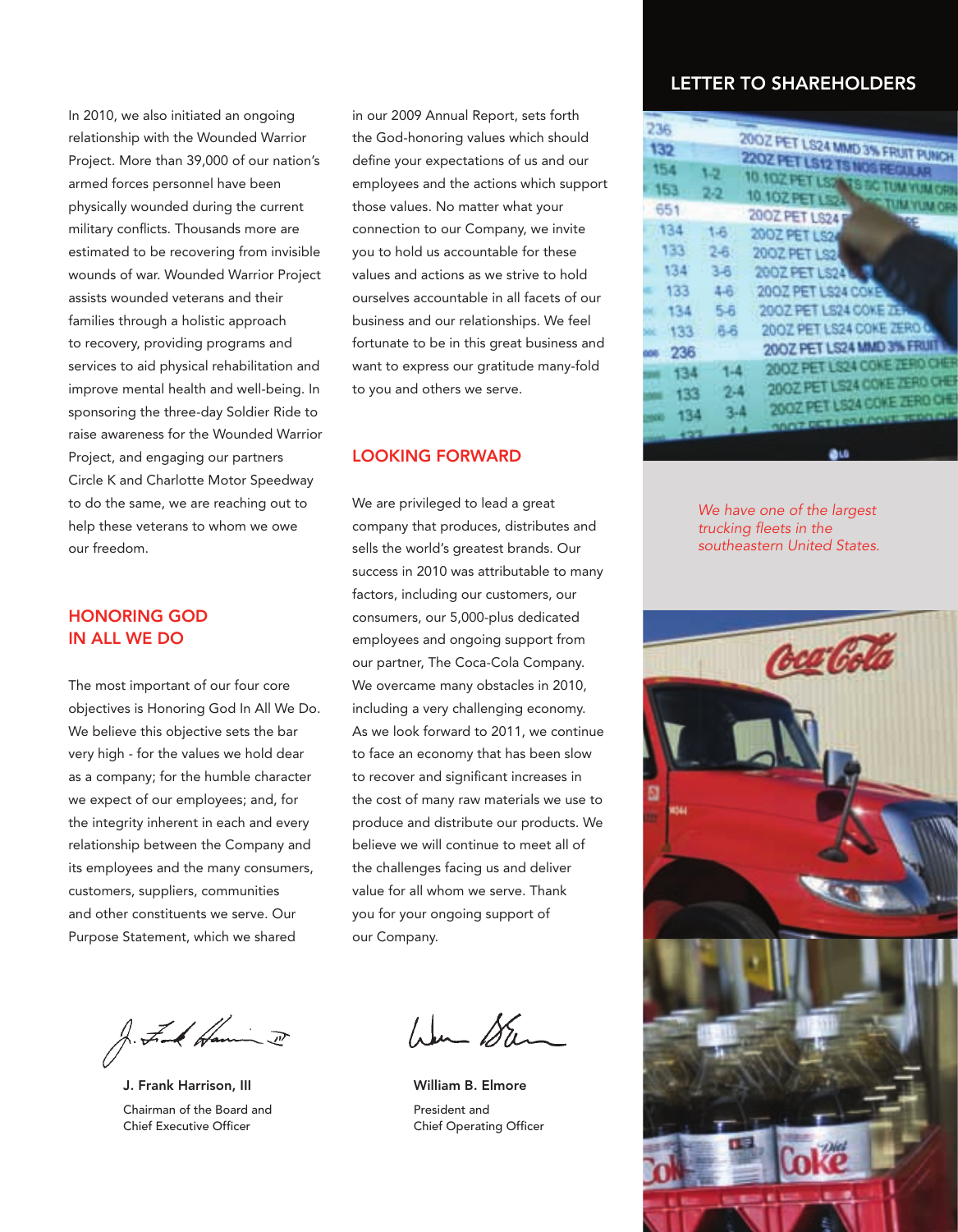In 2010, we also initiated an ongoing relationship with the Wounded Warrior Project. More than 39,000 of our nation's armed forces personnel have been physically wounded during the current military conflicts. Thousands more are estimated to be recovering from invisible wounds of war. Wounded Warrior Project assists wounded veterans and their families through a holistic approach to recovery, providing programs and services to aid physical rehabilitation and improve mental health and well-being. In sponsoring the three-day Soldier Ride to raise awareness for the Wounded Warrior Project, and engaging our partners Circle K and Charlotte Motor Speedway to do the same, we are reaching out to help these veterans to whom we owe our freedom.

## HONORING GOD IN ALL WE DO

The most important of our four core objectives is Honoring God In All We Do. We believe this objective sets the bar very high - for the values we hold dear as a company; for the humble character we expect of our employees; and, for the integrity inherent in each and every relationship between the Company and its employees and the many consumers, customers, suppliers, communities and other constituents we serve. Our Purpose Statement, which we shared in our 2009 Annual Report, sets forth the God-honoring values which should define your expectations of us and our employees and the actions which support those values. No matter what your connection to our Company, we invite you to hold us accountable for these values and actions as we strive to hold ourselves accountable in all facets of our business and our relationships. We feel fortunate to be in this great business and want to express our gratitude many-fold to you and others we serve.

## LOOKING FORWARD

We are privileged to lead a great company that produces, distributes and sells the world's greatest brands. Our success in 2010 was attributable to many factors, including our customers, our consumers, our 5,000-plus dedicated employees and ongoing support from our partner, The Coca-Cola Company. We overcame many obstacles in 2010, including a very challenging economy. As we look forward to 2011, we continue to face an economy that has been slow to recover and significant increases in the cost of many raw materials we use to produce and distribute our products. We believe we will continue to meet all of the challenges facing us and deliver value for all whom we serve. Thank you for your ongoing support of our Company.

**J. Frank Harrison, III**
Chairman of the Board and
Chief Executive Officer

**William B. Elmore**
President and
Chief Operating Officer

*We have one of the largest trucking fleets in the southeastern United States.*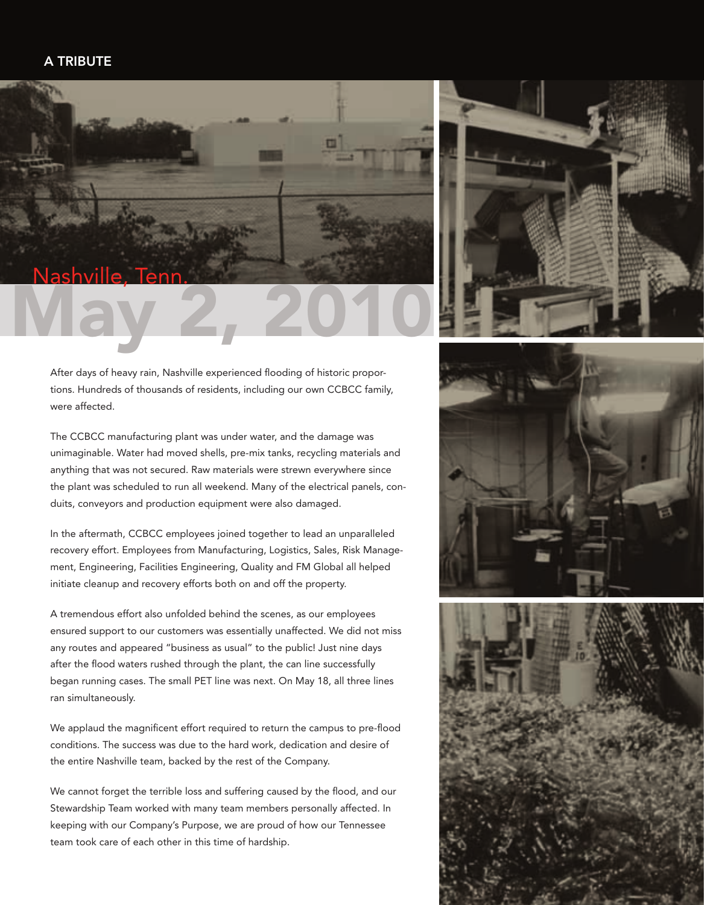A TRIBUTE

## Nashville, Tenn.

# May 2, 2010

After days of heavy rain, Nashville experienced flooding of historic proportions. Hundreds of thousands of residents, including our own CCBCC family, were affected.

The CCBCC manufacturing plant was under water, and the damage was unimaginable. Water had moved shells, pre-mix tanks, recycling materials and anything that was not secured. Raw materials were strewn everywhere since the plant was scheduled to run all weekend. Many of the electrical panels, conduits, conveyors and production equipment were also damaged.

In the aftermath, CCBCC employees joined together to lead an unparalleled recovery effort. Employees from Manufacturing, Logistics, Sales, Risk Management, Engineering, Facilities Engineering, Quality and FM Global all helped initiate cleanup and recovery efforts both on and off the property.

A tremendous effort also unfolded behind the scenes, as our employees ensured support to our customers was essentially unaffected. We did not miss any routes and appeared "business as usual" to the public! Just nine days after the flood waters rushed through the plant, the can line successfully began running cases. The small PET line was next. On May 18, all three lines ran simultaneously.

We applaud the magnificent effort required to return the campus to pre-flood conditions. The success was due to the hard work, dedication and desire of the entire Nashville team, backed by the rest of the Company.

We cannot forget the terrible loss and suffering caused by the flood, and our Stewardship Team worked with many team members personally affected. In keeping with our Company's Purpose, we are proud of how our Tennessee team took care of each other in this time of hardship.